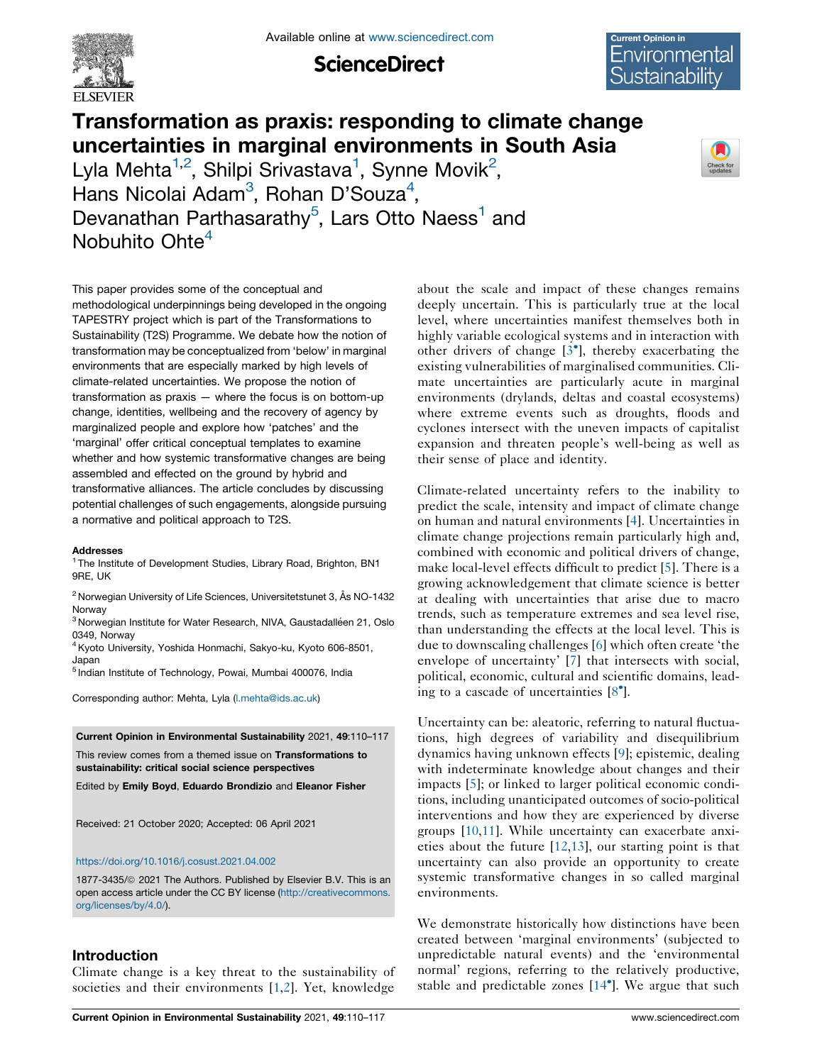# Transformation as praxis: responding to climate change uncertainties in marginal environments in South Asia

Lyla Mehta[1,2], Shilpi Srivastava[1], Synne Movik[2], Hans Nicolai Adam[3], Rohan D'Souza[4], Devanathan Parthasarathy[5], Lars Otto Naess[1] and Nobuhito Ohte[4]

This paper provides some of the conceptual and methodological underpinnings being developed in the ongoing TAPESTRY project which is part of the Transformations to Sustainability (T2S) Programme. We debate how the notion of transformation may be conceptualized from 'below' in marginal environments that are especially marked by high levels of climate-related uncertainties. We propose the notion of transformation as praxis — where the focus is on bottom-up change, identities, wellbeing and the recovery of agency by marginalized people and explore how 'patches' and the 'marginal' offer critical conceptual templates to examine whether and how systemic transformative changes are being assembled and effected on the ground by hybrid and transformative alliances. The article concludes by discussing potential challenges of such engagements, alongside pursuing a normative and political approach to T2S.

**Addresses**

[1] The Institute of Development Studies, Library Road, Brighton, BN1 9RE, UK

[2] Norwegian University of Life Sciences, Universitetstunet 3, Ås NO-1432 Norway

[3] Norwegian Institute for Water Research, NIVA, Gaustadalléen 21, Oslo 0349, Norway

[4] Kyoto University, Yoshida Honmachi, Sakyo-ku, Kyoto 606-8501, Japan

[5] Indian Institute of Technology, Powai, Mumbai 400076, India

Corresponding author: Mehta, Lyla (l.mehta@ids.ac.uk)

**Current Opinion in Environmental Sustainability** 2021, **49**:110–117

This review comes from a themed issue on **Transformations to sustainability: critical social science perspectives**

Edited by **Emily Boyd**, **Eduardo Brondizio** and **Eleanor Fisher**

Received: 21 October 2020; Accepted: 06 April 2021

https://doi.org/10.1016/j.cosust.2021.04.002

1877-3435/© 2021 The Authors. Published by Elsevier B.V. This is an open access article under the CC BY license (http://creativecommons.org/licenses/by/4.0/).

## Introduction

Climate change is a key threat to the sustainability of societies and their environments [1,2]. Yet, knowledge about the scale and impact of these changes remains deeply uncertain. This is particularly true at the local level, where uncertainties manifest themselves both in highly variable ecological systems and in interaction with other drivers of change [3•], thereby exacerbating the existing vulnerabilities of marginalised communities. Climate uncertainties are particularly acute in marginal environments (drylands, deltas and coastal ecosystems) where extreme events such as droughts, floods and cyclones intersect with the uneven impacts of capitalist expansion and threaten people's well-being as well as their sense of place and identity.

Climate-related uncertainty refers to the inability to predict the scale, intensity and impact of climate change on human and natural environments [4]. Uncertainties in climate change projections remain particularly high and, combined with economic and political drivers of change, make local-level effects difficult to predict [5]. There is a growing acknowledgement that climate science is better at dealing with uncertainties that arise due to macro trends, such as temperature extremes and sea level rise, than understanding the effects at the local level. This is due to downscaling challenges [6] which often create 'the envelope of uncertainty' [7] that intersects with social, political, economic, cultural and scientific domains, leading to a cascade of uncertainties [8•].

Uncertainty can be: aleatoric, referring to natural fluctuations, high degrees of variability and disequilibrium dynamics having unknown effects [9]; epistemic, dealing with indeterminate knowledge about changes and their impacts [5]; or linked to larger political economic conditions, including unanticipated outcomes of socio-political interventions and how they are experienced by diverse groups [10,11]. While uncertainty can exacerbate anxieties about the future [12,13], our starting point is that uncertainty can also provide an opportunity to create systemic transformative changes in so called marginal environments.

We demonstrate historically how distinctions have been created between 'marginal environments' (subjected to unpredictable natural events) and the 'environmental normal' regions, referring to the relatively productive, stable and predictable zones [14•]. We argue that such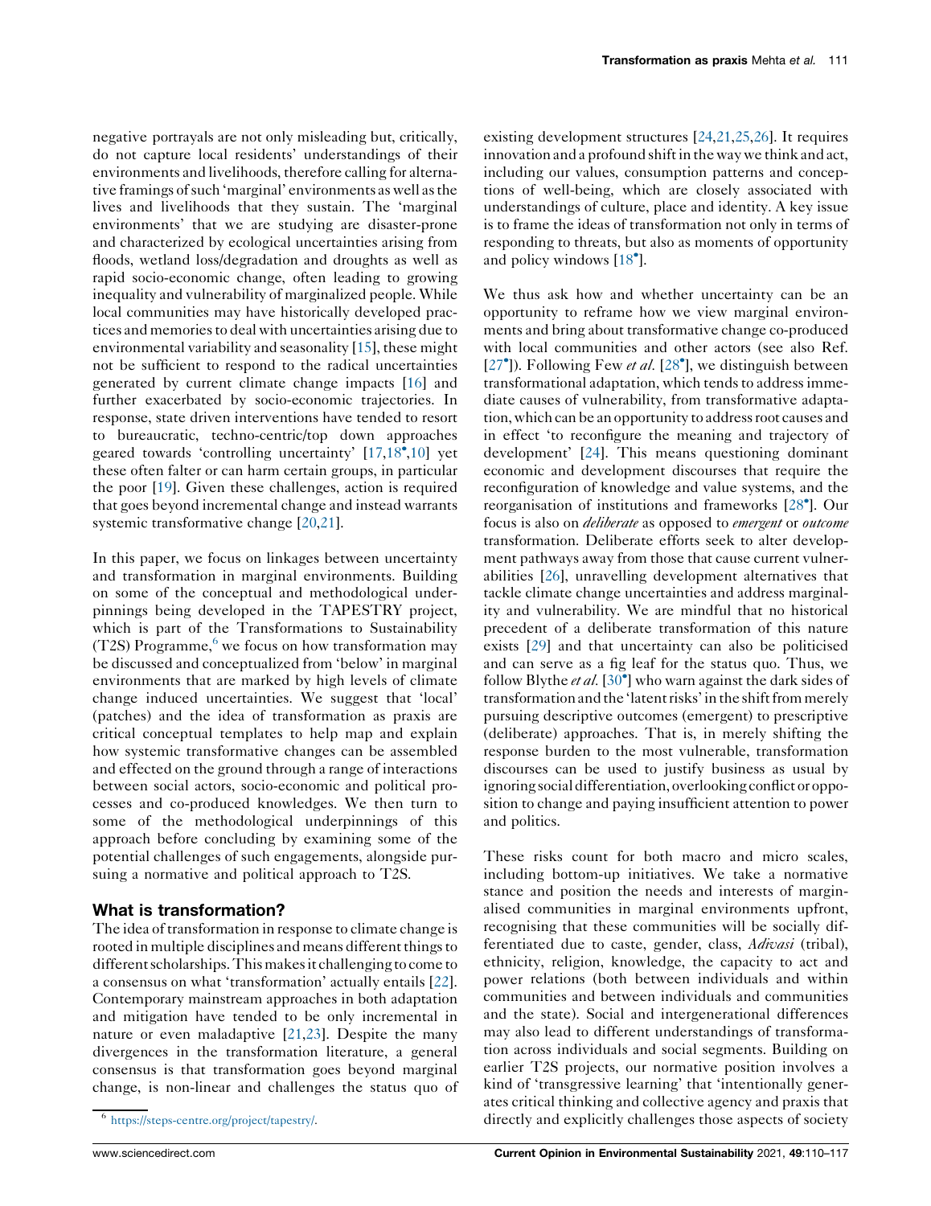negative portrayals are not only misleading but, critically, do not capture local residents' understandings of their environments and livelihoods, therefore calling for alternative framings of such 'marginal' environments as well as the lives and livelihoods that they sustain. The 'marginal environments' that we are studying are disaster-prone and characterized by ecological uncertainties arising from floods, wetland loss/degradation and droughts as well as rapid socio-economic change, often leading to growing inequality and vulnerability of marginalized people. While local communities may have historically developed practices and memories to deal with uncertainties arising due to environmental variability and seasonality [15], these might not be sufficient to respond to the radical uncertainties generated by current climate change impacts [16] and further exacerbated by socio-economic trajectories. In response, state driven interventions have tended to resort to bureaucratic, techno-centric/top down approaches geared towards 'controlling uncertainty' [17,18•,10] yet these often falter or can harm certain groups, in particular the poor [19]. Given these challenges, action is required that goes beyond incremental change and instead warrants systemic transformative change [20,21].

In this paper, we focus on linkages between uncertainty and transformation in marginal environments. Building on some of the conceptual and methodological underpinnings being developed in the TAPESTRY project, which is part of the Transformations to Sustainability (T2S) Programme,[6] we focus on how transformation may be discussed and conceptualized from 'below' in marginal environments that are marked by high levels of climate change induced uncertainties. We suggest that 'local' (patches) and the idea of transformation as praxis are critical conceptual templates to help map and explain how systemic transformative changes can be assembled and effected on the ground through a range of interactions between social actors, socio-economic and political processes and co-produced knowledges. We then turn to some of the methodological underpinnings of this approach before concluding by examining some of the potential challenges of such engagements, alongside pursuing a normative and political approach to T2S.

## What is transformation?

The idea of transformation in response to climate change is rooted in multiple disciplines and means different things to different scholarships. This makes it challenging to come to a consensus on what 'transformation' actually entails [22]. Contemporary mainstream approaches in both adaptation and mitigation have tended to be only incremental in nature or even maladaptive [21,23]. Despite the many divergences in the transformation literature, a general consensus is that transformation goes beyond marginal change, is non-linear and challenges the status quo of existing development structures [24,21,25,26]. It requires innovation and a profound shift in the way we think and act, including our values, consumption patterns and conceptions of well-being, which are closely associated with understandings of culture, place and identity. A key issue is to frame the ideas of transformation not only in terms of responding to threats, but also as moments of opportunity and policy windows [18•].

We thus ask how and whether uncertainty can be an opportunity to reframe how we view marginal environments and bring about transformative change co-produced with local communities and other actors (see also Ref. [27•]). Following Few *et al.* [28•], we distinguish between transformational adaptation, which tends to address immediate causes of vulnerability, from transformative adaptation, which can be an opportunity to address root causes and in effect 'to reconfigure the meaning and trajectory of development' [24]. This means questioning dominant economic and development discourses that require the reconfiguration of knowledge and value systems, and the reorganisation of institutions and frameworks [28•]. Our focus is also on *deliberate* as opposed to *emergent* or *outcome* transformation. Deliberate efforts seek to alter development pathways away from those that cause current vulnerabilities [26], unravelling development alternatives that tackle climate change uncertainties and address marginality and vulnerability. We are mindful that no historical precedent of a deliberate transformation of this nature exists [29] and that uncertainty can also be politicised and can serve as a fig leaf for the status quo. Thus, we follow Blythe *et al.* [30•] who warn against the dark sides of transformation and the 'latent risks' in the shift from merely pursuing descriptive outcomes (emergent) to prescriptive (deliberate) approaches. That is, in merely shifting the response burden to the most vulnerable, transformation discourses can be used to justify business as usual by ignoring social differentiation, overlooking conflict or opposition to change and paying insufficient attention to power and politics.

These risks count for both macro and micro scales, including bottom-up initiatives. We take a normative stance and position the needs and interests of marginalised communities in marginal environments upfront, recognising that these communities will be socially differentiated due to caste, gender, class, *Adivasi* (tribal), ethnicity, religion, knowledge, the capacity to act and power relations (both between individuals and within communities and between individuals and communities and the state). Social and intergenerational differences may also lead to different understandings of transformation across individuals and social segments. Building on earlier T2S projects, our normative position involves a kind of 'transgressive learning' that 'intentionally generates critical thinking and collective agency and praxis that directly and explicitly challenges those aspects of society

[6] https://steps-centre.org/project/tapestry/.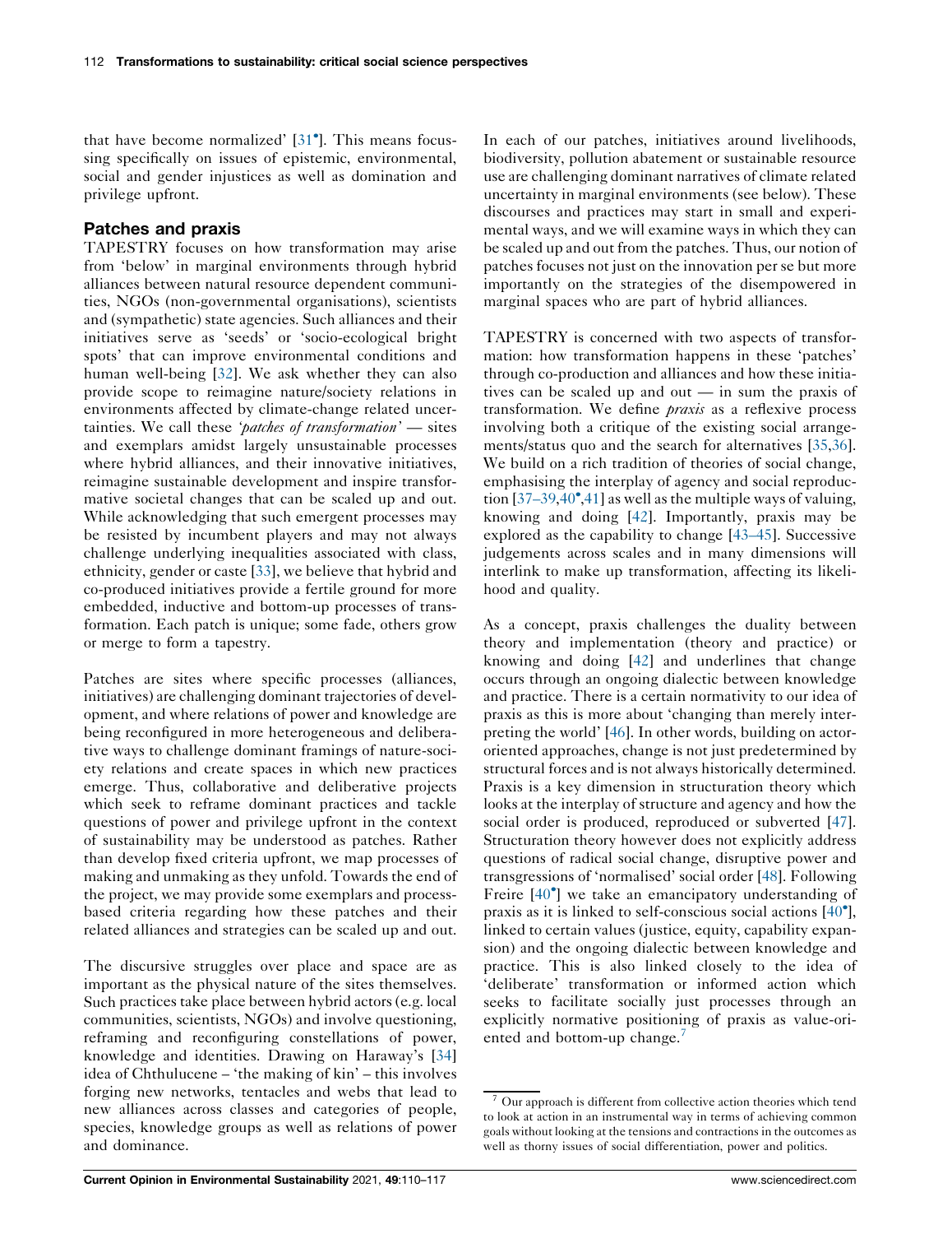that have become normalized' [31•]. This means focussing specifically on issues of epistemic, environmental, social and gender injustices as well as domination and privilege upfront.

## Patches and praxis

TAPESTRY focuses on how transformation may arise from 'below' in marginal environments through hybrid alliances between natural resource dependent communities, NGOs (non-governmental organisations), scientists and (sympathetic) state agencies. Such alliances and their initiatives serve as 'seeds' or 'socio-ecological bright spots' that can improve environmental conditions and human well-being [32]. We ask whether they can also provide scope to reimagine nature/society relations in environments affected by climate-change related uncertainties. We call these *'patches of transformation'* — sites and exemplars amidst largely unsustainable processes where hybrid alliances, and their innovative initiatives, reimagine sustainable development and inspire transformative societal changes that can be scaled up and out. While acknowledging that such emergent processes may be resisted by incumbent players and may not always challenge underlying inequalities associated with class, ethnicity, gender or caste [33], we believe that hybrid and co-produced initiatives provide a fertile ground for more embedded, inductive and bottom-up processes of transformation. Each patch is unique; some fade, others grow or merge to form a tapestry.

Patches are sites where specific processes (alliances, initiatives) are challenging dominant trajectories of development, and where relations of power and knowledge are being reconfigured in more heterogeneous and deliberative ways to challenge dominant framings of nature-society relations and create spaces in which new practices emerge. Thus, collaborative and deliberative projects which seek to reframe dominant practices and tackle questions of power and privilege upfront in the context of sustainability may be understood as patches. Rather than develop fixed criteria upfront, we map processes of making and unmaking as they unfold. Towards the end of the project, we may provide some exemplars and process-based criteria regarding how these patches and their related alliances and strategies can be scaled up and out.

The discursive struggles over place and space are as important as the physical nature of the sites themselves. Such practices take place between hybrid actors (e.g. local communities, scientists, NGOs) and involve questioning, reframing and reconfiguring constellations of power, knowledge and identities. Drawing on Haraway's [34] idea of Chthulucene – 'the making of kin' – this involves forging new networks, tentacles and webs that lead to new alliances across classes and categories of people, species, knowledge groups as well as relations of power and dominance.

In each of our patches, initiatives around livelihoods, biodiversity, pollution abatement or sustainable resource use are challenging dominant narratives of climate related uncertainty in marginal environments (see below). These discourses and practices may start in small and experimental ways, and we will examine ways in which they can be scaled up and out from the patches. Thus, our notion of patches focuses not just on the innovation per se but more importantly on the strategies of the disempowered in marginal spaces who are part of hybrid alliances.

TAPESTRY is concerned with two aspects of transformation: how transformation happens in these 'patches' through co-production and alliances and how these initiatives can be scaled up and out — in sum the praxis of transformation. We define *praxis* as a reflexive process involving both a critique of the existing social arrangements/status quo and the search for alternatives [35,36]. We build on a rich tradition of theories of social change, emphasising the interplay of agency and social reproduction [37–39,40•,41] as well as the multiple ways of valuing, knowing and doing [42]. Importantly, praxis may be explored as the capability to change [43–45]. Successive judgements across scales and in many dimensions will interlink to make up transformation, affecting its likelihood and quality.

As a concept, praxis challenges the duality between theory and implementation (theory and practice) or knowing and doing [42] and underlines that change occurs through an ongoing dialectic between knowledge and practice. There is a certain normativity to our idea of praxis as this is more about 'changing than merely interpreting the world' [46]. In other words, building on actor-oriented approaches, change is not just predetermined by structural forces and is not always historically determined. Praxis is a key dimension in structuration theory which looks at the interplay of structure and agency and how the social order is produced, reproduced or subverted [47]. Structuration theory however does not explicitly address questions of radical social change, disruptive power and transgressions of 'normalised' social order [48]. Following Freire [40•] we take an emancipatory understanding of praxis as it is linked to self-conscious social actions [40•], linked to certain values (justice, equity, capability expansion) and the ongoing dialectic between knowledge and practice. This is also linked closely to the idea of 'deliberate' transformation or informed action which seeks to facilitate socially just processes through an explicitly normative positioning of praxis as value-oriented and bottom-up change.[7]

[7] Our approach is different from collective action theories which tend to look at action in an instrumental way in terms of achieving common goals without looking at the tensions and contractions in the outcomes as well as thorny issues of social differentiation, power and politics.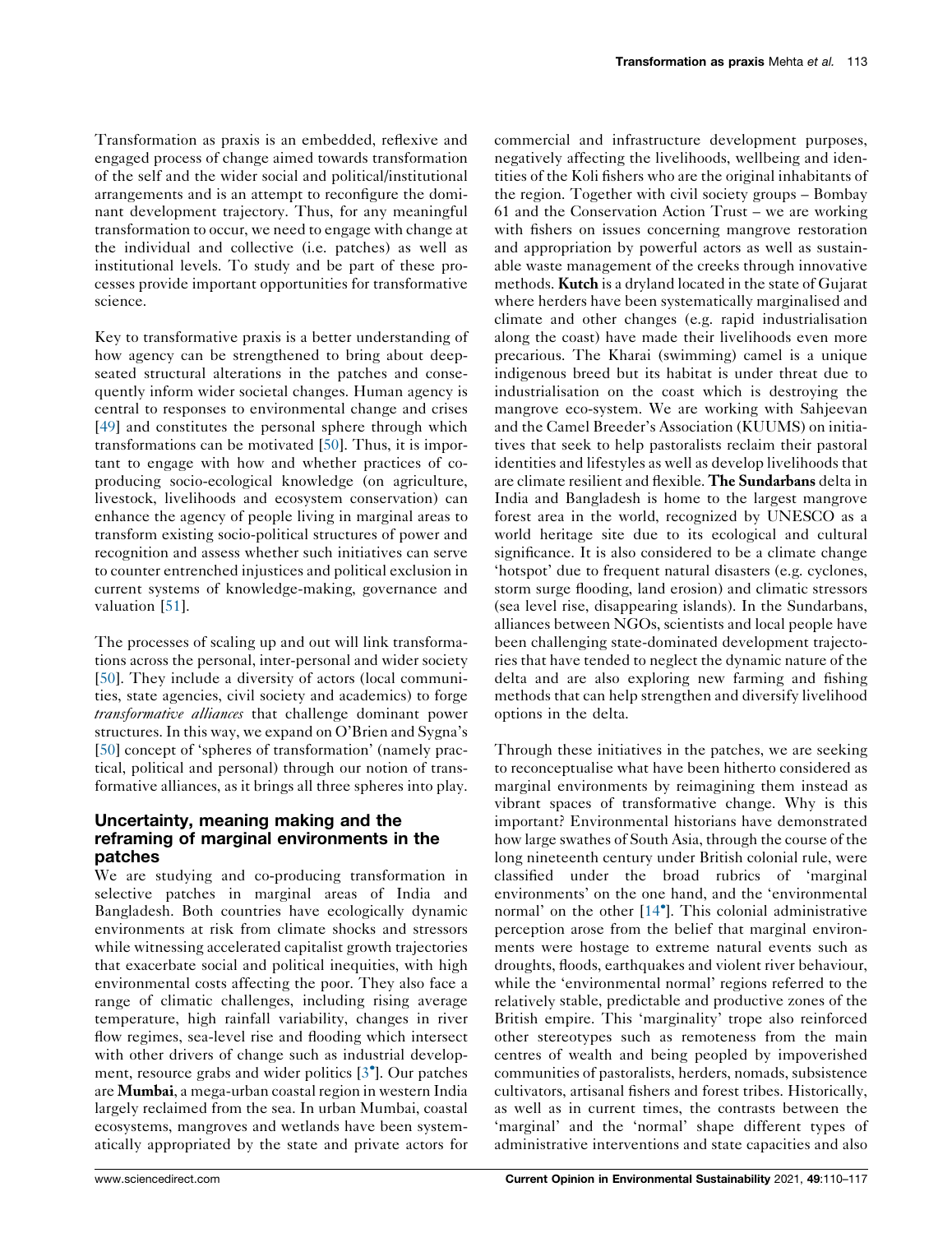Transformation as praxis is an embedded, reflexive and engaged process of change aimed towards transformation of the self and the wider social and political/institutional arrangements and is an attempt to reconfigure the dominant development trajectory. Thus, for any meaningful transformation to occur, we need to engage with change at the individual and collective (i.e. patches) as well as institutional levels. To study and be part of these processes provide important opportunities for transformative science.

Key to transformative praxis is a better understanding of how agency can be strengthened to bring about deep-seated structural alterations in the patches and consequently inform wider societal changes. Human agency is central to responses to environmental change and crises [49] and constitutes the personal sphere through which transformations can be motivated [50]. Thus, it is important to engage with how and whether practices of co-producing socio-ecological knowledge (on agriculture, livestock, livelihoods and ecosystem conservation) can enhance the agency of people living in marginal areas to transform existing socio-political structures of power and recognition and assess whether such initiatives can serve to counter entrenched injustices and political exclusion in current systems of knowledge-making, governance and valuation [51].

The processes of scaling up and out will link transformations across the personal, inter-personal and wider society [50]. They include a diversity of actors (local communities, state agencies, civil society and academics) to forge *transformative alliances* that challenge dominant power structures. In this way, we expand on O'Brien and Sygna's [50] concept of 'spheres of transformation' (namely practical, political and personal) through our notion of transformative alliances, as it brings all three spheres into play.

## Uncertainty, meaning making and the reframing of marginal environments in the patches

We are studying and co-producing transformation in selective patches in marginal areas of India and Bangladesh. Both countries have ecologically dynamic environments at risk from climate shocks and stressors while witnessing accelerated capitalist growth trajectories that exacerbate social and political inequities, with high environmental costs affecting the poor. They also face a range of climatic challenges, including rising average temperature, high rainfall variability, changes in river flow regimes, sea-level rise and flooding which intersect with other drivers of change such as industrial development, resource grabs and wider politics [3•]. Our patches are **Mumbai**, a mega-urban coastal region in western India largely reclaimed from the sea. In urban Mumbai, coastal ecosystems, mangroves and wetlands have been systematically appropriated by the state and private actors for commercial and infrastructure development purposes, negatively affecting the livelihoods, wellbeing and identities of the Koli fishers who are the original inhabitants of the region. Together with civil society groups – Bombay 61 and the Conservation Action Trust – we are working with fishers on issues concerning mangrove restoration and appropriation by powerful actors as well as sustainable waste management of the creeks through innovative methods. **Kutch** is a dryland located in the state of Gujarat where herders have been systematically marginalised and climate and other changes (e.g. rapid industrialisation along the coast) have made their livelihoods even more precarious. The Kharai (swimming) camel is a unique indigenous breed but its habitat is under threat due to industrialisation on the coast which is destroying the mangrove eco-system. We are working with Sahjeevan and the Camel Breeder's Association (KUUMS) on initiatives that seek to help pastoralists reclaim their pastoral identities and lifestyles as well as develop livelihoods that are climate resilient and flexible. **The Sundarbans** delta in India and Bangladesh is home to the largest mangrove forest area in the world, recognized by UNESCO as a world heritage site due to its ecological and cultural significance. It is also considered to be a climate change 'hotspot' due to frequent natural disasters (e.g. cyclones, storm surge flooding, land erosion) and climatic stressors (sea level rise, disappearing islands). In the Sundarbans, alliances between NGOs, scientists and local people have been challenging state-dominated development trajectories that have tended to neglect the dynamic nature of the delta and are also exploring new farming and fishing methods that can help strengthen and diversify livelihood options in the delta.

Through these initiatives in the patches, we are seeking to reconceptualise what have been hitherto considered as marginal environments by reimagining them instead as vibrant spaces of transformative change. Why is this important? Environmental historians have demonstrated how large swathes of South Asia, through the course of the long nineteenth century under British colonial rule, were classified under the broad rubrics of 'marginal environments' on the one hand, and the 'environmental normal' on the other [14•]. This colonial administrative perception arose from the belief that marginal environments were hostage to extreme natural events such as droughts, floods, earthquakes and violent river behaviour, while the 'environmental normal' regions referred to the relatively stable, predictable and productive zones of the British empire. This 'marginality' trope also reinforced other stereotypes such as remoteness from the main centres of wealth and being peopled by impoverished communities of pastoralists, herders, nomads, subsistence cultivators, artisanal fishers and forest tribes. Historically, as well as in current times, the contrasts between the 'marginal' and the 'normal' shape different types of administrative interventions and state capacities and also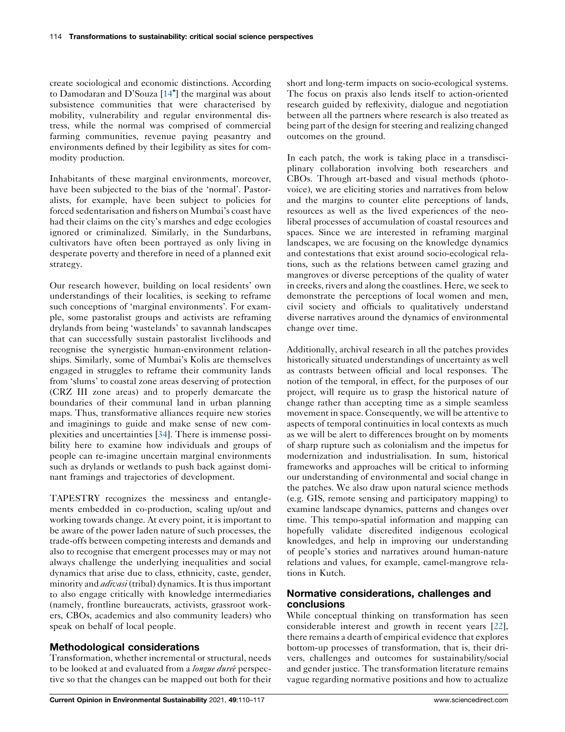create sociological and economic distinctions. According to Damodaran and D'Souza [14•] the marginal was about subsistence communities that were characterised by mobility, vulnerability and regular environmental distress, while the normal was comprised of commercial farming communities, revenue paying peasantry and environments defined by their legibility as sites for commodity production.

Inhabitants of these marginal environments, moreover, have been subjected to the bias of the 'normal'. Pastoralists, for example, have been subject to policies for forced sedentarisation and fishers on Mumbai's coast have had their claims on the city's marshes and edge ecologies ignored or criminalized. Similarly, in the Sundarbans, cultivators have often been portrayed as only living in desperate poverty and therefore in need of a planned exit strategy.

Our research however, building on local residents' own understandings of their localities, is seeking to reframe such conceptions of 'marginal environments'. For example, some pastoralist groups and activists are reframing drylands from being 'wastelands' to savannah landscapes that can successfully sustain pastoralist livelihoods and recognise the synergistic human-environment relationships. Similarly, some of Mumbai's Kolis are themselves engaged in struggles to reframe their community lands from 'slums' to coastal zone areas deserving of protection (CRZ III zone areas) and to properly demarcate the boundaries of their communal land in urban planning maps. Thus, transformative alliances require new stories and imaginings to guide and make sense of new complexities and uncertainties [34]. There is immense possibility here to examine how individuals and groups of people can re-imagine uncertain marginal environments such as drylands or wetlands to push back against dominant framings and trajectories of development.

TAPESTRY recognizes the messiness and entanglements embedded in co-production, scaling up/out and working towards change. At every point, it is important to be aware of the power laden nature of such processes, the trade-offs between competing interests and demands and also to recognise that emergent processes may or may not always challenge the underlying inequalities and social dynamics that arise due to class, ethnicity, caste, gender, minority and *adivasi* (tribal) dynamics. It is thus important to also engage critically with knowledge intermediaries (namely, frontline bureaucrats, activists, grassroot workers, CBOs, academics and also community leaders) who speak on behalf of local people.

## Methodological considerations

Transformation, whether incremental or structural, needs to be looked at and evaluated from a *longue durée* perspective so that the changes can be mapped out both for their short and long-term impacts on socio-ecological systems. The focus on praxis also lends itself to action-oriented research guided by reflexivity, dialogue and negotiation between all the partners where research is also treated as being part of the design for steering and realizing changed outcomes on the ground.

In each patch, the work is taking place in a transdisciplinary collaboration involving both researchers and CBOs. Through art-based and visual methods (photovoice), we are eliciting stories and narratives from below and the margins to counter elite perceptions of lands, resources as well as the lived experiences of the neoliberal processes of accumulation of coastal resources and spaces. Since we are interested in reframing marginal landscapes, we are focusing on the knowledge dynamics and contestations that exist around socio-ecological relations, such as the relations between camel grazing and mangroves or diverse perceptions of the quality of water in creeks, rivers and along the coastlines. Here, we seek to demonstrate the perceptions of local women and men, civil society and officials to qualitatively understand diverse narratives around the dynamics of environmental change over time.

Additionally, archival research in all the patches provides historically situated understandings of uncertainty as well as contrasts between official and local responses. The notion of the temporal, in effect, for the purposes of our project, will require us to grasp the historical nature of change rather than accepting time as a simple seamless movement in space. Consequently, we will be attentive to aspects of temporal continuities in local contexts as much as we will be alert to differences brought on by moments of sharp rupture such as colonialism and the impetus for modernization and industrialisation. In sum, historical frameworks and approaches will be critical to informing our understanding of environmental and social change in the patches. We also draw upon natural science methods (e.g. GIS, remote sensing and participatory mapping) to examine landscape dynamics, patterns and changes over time. This tempo-spatial information and mapping can hopefully validate discredited indigenous ecological knowledges, and help in improving our understanding of people's stories and narratives around human-nature relations and values, for example, camel-mangrove relations in Kutch.

## Normative considerations, challenges and conclusions

While conceptual thinking on transformation has seen considerable interest and growth in recent years [22], there remains a dearth of empirical evidence that explores bottom-up processes of transformation, that is, their drivers, challenges and outcomes for sustainability/social and gender justice. The transformation literature remains vague regarding normative positions and how to actualize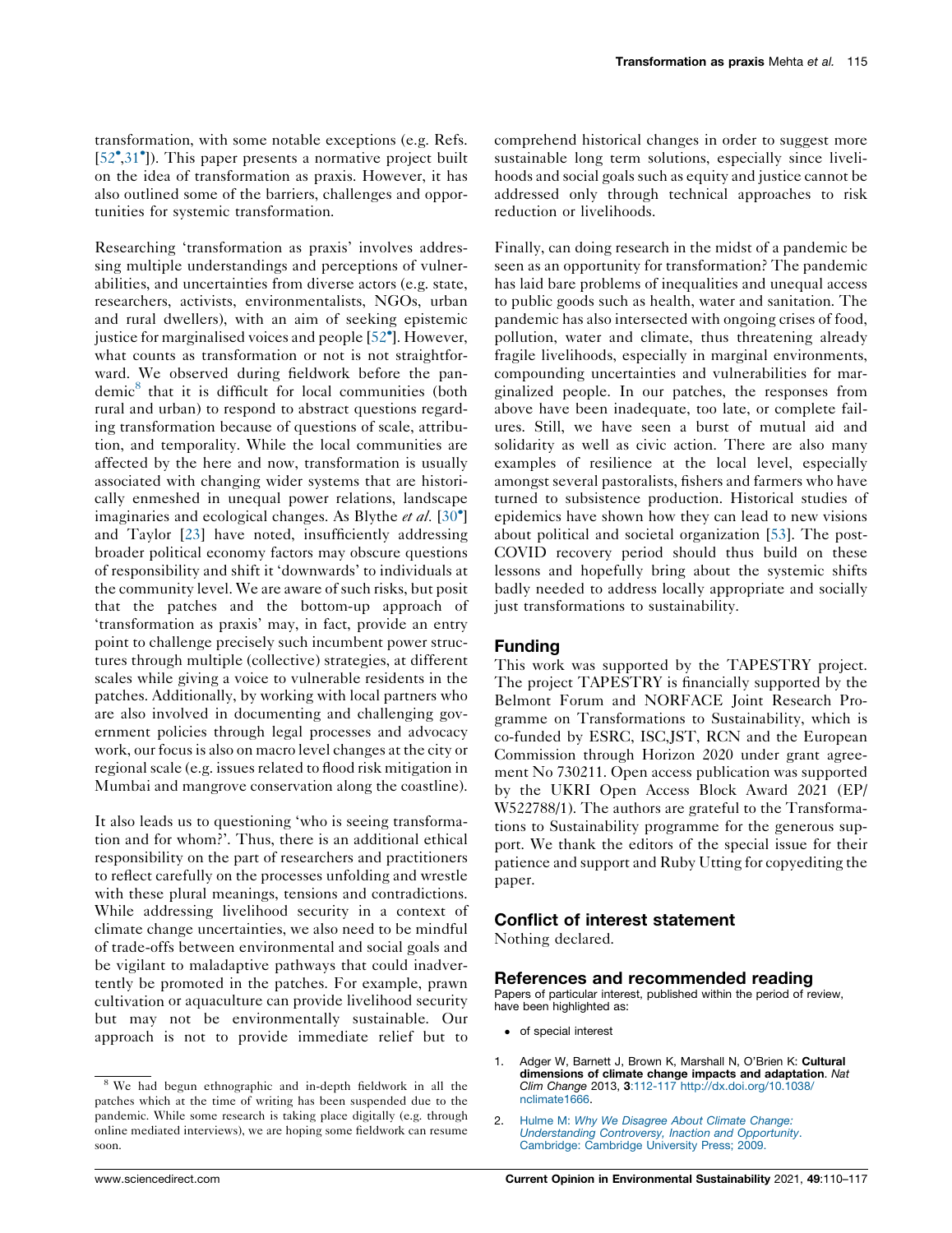transformation, with some notable exceptions (e.g. Refs. [52•,31•]). This paper presents a normative project built on the idea of transformation as praxis. However, it has also outlined some of the barriers, challenges and opportunities for systemic transformation.

Researching 'transformation as praxis' involves addressing multiple understandings and perceptions of vulnerabilities, and uncertainties from diverse actors (e.g. state, researchers, activists, environmentalists, NGOs, urban and rural dwellers), with an aim of seeking epistemic justice for marginalised voices and people [52•]. However, what counts as transformation or not is not straightforward. We observed during fieldwork before the pandemic[8] that it is difficult for local communities (both rural and urban) to respond to abstract questions regarding transformation because of questions of scale, attribution, and temporality. While the local communities are affected by the here and now, transformation is usually associated with changing wider systems that are historically enmeshed in unequal power relations, landscape imaginaries and ecological changes. As Blythe *et al.* [30•] and Taylor [23] have noted, insufficiently addressing broader political economy factors may obscure questions of responsibility and shift it 'downwards' to individuals at the community level. We are aware of such risks, but posit that the patches and the bottom-up approach of 'transformation as praxis' may, in fact, provide an entry point to challenge precisely such incumbent power structures through multiple (collective) strategies, at different scales while giving a voice to vulnerable residents in the patches. Additionally, by working with local partners who are also involved in documenting and challenging government policies through legal processes and advocacy work, our focus is also on macro level changes at the city or regional scale (e.g. issues related to flood risk mitigation in Mumbai and mangrove conservation along the coastline).

It also leads us to questioning 'who is seeing transformation and for whom?'. Thus, there is an additional ethical responsibility on the part of researchers and practitioners to reflect carefully on the processes unfolding and wrestle with these plural meanings, tensions and contradictions. While addressing livelihood security in a context of climate change uncertainties, we also need to be mindful of trade-offs between environmental and social goals and be vigilant to maladaptive pathways that could inadvertently be promoted in the patches. For example, prawn cultivation or aquaculture can provide livelihood security but may not be environmentally sustainable. Our approach is not to provide immediate relief but to comprehend historical changes in order to suggest more sustainable long term solutions, especially since livelihoods and social goals such as equity and justice cannot be addressed only through technical approaches to risk reduction or livelihoods.

Finally, can doing research in the midst of a pandemic be seen as an opportunity for transformation? The pandemic has laid bare problems of inequalities and unequal access to public goods such as health, water and sanitation. The pandemic has also intersected with ongoing crises of food, pollution, water and climate, thus threatening already fragile livelihoods, especially in marginal environments, compounding uncertainties and vulnerabilities for marginalized people. In our patches, the responses from above have been inadequate, too late, or complete failures. Still, we have seen a burst of mutual aid and solidarity as well as civic action. There are also many examples of resilience at the local level, especially amongst several pastoralists, fishers and farmers who have turned to subsistence production. Historical studies of epidemics have shown how they can lead to new visions about political and societal organization [53]. The post-COVID recovery period should thus build on these lessons and hopefully bring about the systemic shifts badly needed to address locally appropriate and socially just transformations to sustainability.

[8] We had begun ethnographic and in-depth fieldwork in all the patches which at the time of writing has been suspended due to the pandemic. While some research is taking place digitally (e.g. through online mediated interviews), we are hoping some fieldwork can resume soon.

## Funding

This work was supported by the TAPESTRY project. The project TAPESTRY is financially supported by the Belmont Forum and NORFACE Joint Research Programme on Transformations to Sustainability, which is co-funded by ESRC, ISC,JST, RCN and the European Commission through Horizon 2020 under grant agreement No 730211. Open access publication was supported by the UKRI Open Access Block Award 2021 (EP/W522788/1). The authors are grateful to the Transformations to Sustainability programme for the generous support. We thank the editors of the special issue for their patience and support and Ruby Utting for copyediting the paper.

## Conflict of interest statement

Nothing declared.

## References and recommended reading

Papers of particular interest, published within the period of review, have been highlighted as:

- of special interest

1. Adger W, Barnett J, Brown K, Marshall N, O'Brien K: **Cultural dimensions of climate change impacts and adaptation**. *Nat Clim Change* 2013, **3**:112-117 http://dx.doi.org/10.1038/nclimate1666.

2. Hulme M: *Why We Disagree About Climate Change: Understanding Controversy, Inaction and Opportunity*. Cambridge: Cambridge University Press; 2009.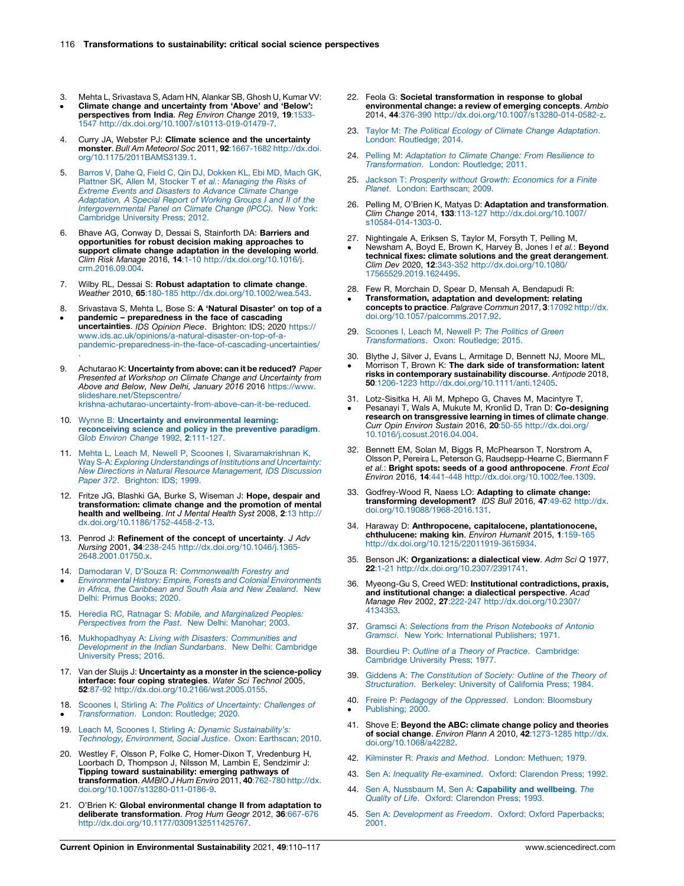3. • Mehta L, Srivastava S, Adam HN, Alankar SB, Ghosh U, Kumar VV: **Climate change and uncertainty from 'Above' and 'Below': perspectives from India**. *Reg Environ Change* 2019, **19**:1533-1547 http://dx.doi.org/10.1007/s10113-019-01479-7.

4. Curry JA, Webster PJ: **Climate science and the uncertainty monster**. *Bull Am Meteorol Soc* 2011, **92**:1667-1682 http://dx.doi.org/10.1175/2011BAMS3139.1.

5. Barros V, Dahe Q, Field C, Qin DJ, Dokken KL, Ebi MD, Mach GK, Plattner SK, Allen M, Stocker T *et al.*: *Managing the Risks of Extreme Events and Disasters to Advance Climate Change Adaptation, A Special Report of Working Groups I and II of the Intergovernmental Panel on Climate Change (IPCC)*. New York: Cambridge University Press; 2012.

6. Bhave AG, Conway D, Dessai S, Stainforth DA: **Barriers and opportunities for robust decision making approaches to support climate change adaptation in the developing world**. *Clim Risk Manage* 2016, **14**:1-10 http://dx.doi.org/10.1016/j.crm.2016.09.004.

7. Wilby RL, Dessai S: **Robust adaptation to climate change**. *Weather* 2010, **65**:180-185 http://dx.doi.org/10.1002/wea.543.

8. • Srivastava S, Mehta L, Bose S: **A 'Natural Disaster' on top of a pandemic – preparedness in the face of cascading uncertainties**. *IDS Opinion Piece*. Brighton: IDS; 2020 https://www.ids.ac.uk/opinions/a-natural-disaster-on-top-of-a-pandemic-preparedness-in-the-face-of-cascading-uncertainties/.

9. Achutarao K: **Uncertainty from above: can it be reduced?** *Paper Presented at Workshop on Climate Change and Uncertainty from Above and Below, New Delhi, January 2016* 2016 https://www.slideshare.net/Stepscentre/krishna-achutarao-uncertainty-from-above-can-it-be-reduced.

10. Wynne B: **Uncertainty and environmental learning: reconceiving science and policy in the preventive paradigm**. *Glob Environ Change* 1992, **2**:111-127.

11. Mehta L, Leach M, Newell P, Scoones I, Sivaramakrishnan K, Way S-A: *Exploring Understandings of Institutions and Uncertainty: New Directions in Natural Resource Management, IDS Discussion Paper 372*. Brighton: IDS; 1999.

12. Fritze JG, Blashki GA, Burke S, Wiseman J: **Hope, despair and transformation: climate change and the promotion of mental health and wellbeing**. *Int J Mental Health Syst* 2008, **2**:13 http://dx.doi.org/10.1186/1752-4458-2-13.

13. Penrod J: **Refinement of the concept of uncertainty**. *J Adv Nursing* 2001, **34**:238-245 http://dx.doi.org/10.1046/j.1365-2648.2001.01750.x.

14. • Damodaran V, D'Souza R: *Commonwealth Forestry and Environmental History: Empire, Forests and Colonial Environments in Africa, the Caribbean and South Asia and New Zealand*. New Delhi: Primus Books; 2020.

15. Heredia RC, Ratnagar S: *Mobile, and Marginalized Peoples: Perspectives from the Past*. New Delhi: Manohar; 2003.

16. Mukhopadhyay A: *Living with Disasters: Communities and Development in the Indian Sundarbans*. New Delhi: Cambridge University Press; 2016.

17. Van der Sluijs J: **Uncertainty as a monster in the science-policy interface: four coping strategies**. *Water Sci Technol* 2005, **52**:87-92 http://dx.doi.org/10.2166/wst.2005.0155.

18. • Scoones I, Stirling A: *The Politics of Uncertainty: Challenges of Transformation*. London: Routledge; 2020.

19. Leach M, Scoones I, Stirling A: *Dynamic Sustainability's: Technology, Environment, Social Justice*. Oxon: Earthscan; 2010.

20. Westley F, Olsson P, Folke C, Homer-Dixon T, Vredenburg H, Loorbach D, Thompson J, Nilsson M, Lambin E, Sendzimir J: **Tipping toward sustainability: emerging pathways of transformation**. *AMBIO J Hum Enviro* 2011, **40**:762-780 http://dx.doi.org/10.1007/s13280-011-0186-9.

21. O'Brien K: **Global environmental change II from adaptation to deliberate transformation**. *Prog Hum Geogr* 2012, **36**:667-676 http://dx.doi.org/10.1177/0309132511425767.

22. Feola G: **Societal transformation in response to global environmental change: a review of emerging concepts**. *Ambio* 2014, **44**:376-390 http://dx.doi.org/10.1007/s13280-014-0582-z.

23. Taylor M: *The Political Ecology of Climate Change Adaptation*. London: Routledge; 2014.

24. Pelling M: *Adaptation to Climate Change: From Resilience to Transformation*. London: Routledge; 2011.

25. Jackson T: *Prosperity without Growth: Economics for a Finite Planet*. London: Earthscan; 2009.

26. Pelling M, O'Brien K, Matyas D: **Adaptation and transformation**. *Clim Change* 2014, **133**:113-127 http://dx.doi.org/10.1007/s10584-014-1303-0.

27. • Nightingale A, Eriksen S, Taylor M, Forsyth T, Pelling M, Newsham A, Boyd E, Brown K, Harvey B, Jones I *et al.*: **Beyond technical fixes: climate solutions and the great derangement**. *Clim Dev* 2020, **12**:343-352 http://dx.doi.org/10.1080/17565529.2019.1624495.

28. • Few R, Morchain D, Spear D, Mensah A, Bendapudi R: **Transformation, adaptation and development: relating concepts to practice**. *Palgrave Commun* 2017, **3**:17092 http://dx.doi.org/10.1057/palcomms.2017.92.

29. Scoones I, Leach M, Newell P: *The Politics of Green Transformations*. Oxon: Routledge; 2015.

30. • Blythe J, Silver J, Evans L, Armitage D, Bennett NJ, Moore ML, Morrison T, Brown K: **The dark side of transformation: latent risks in contemporary sustainability discourse**. *Antipode* 2018, **50**:1206-1223 http://dx.doi.org/10.1111/anti.12405.

31. • Lotz-Sisitka H, Ali M, Mphepo G, Chaves M, Macintyre T, Pesanayi T, Wals A, Mukute M, Kronlid D, Tran D: **Co-designing research on transgressive learning in times of climate change**. *Curr Opin Environ Sustain* 2016, **20**:50-55 http://dx.doi.org/10.1016/j.cosust.2016.04.004.

32. Bennett EM, Solan M, Biggs R, McPhearson T, Norstrom A, Olsson P, Pereira L, Peterson G, Raudsepp-Hearne C, Biermann F *et al.*: **Bright spots: seeds of a good anthropocene**. *Front Ecol Environ* 2016, **14**:441-448 http://dx.doi.org/10.1002/fee.1309.

33. Godfrey-Wood R, Naess LO: **Adapting to climate change: transforming development?** *IDS Bull* 2016, **47**:49-62 http://dx.doi.org/10.19088/1968-2016.131.

34. Haraway D: **Anthropocene, capitalocene, plantationocene, chthulucene: making kin**. *Environ Humanit* 2015, **1**:159-165 http://dx.doi.org/10.1215/22011919-3615934.

35. Benson JK: **Organizations: a dialectical view**. *Adm Sci Q* 1977, **22**:1-21 http://dx.doi.org/10.2307/2391741.

36. Myeong-Gu S, Creed WED: **Institutional contradictions, praxis, and institutional change: a dialectical perspective**. *Acad Manage Rev* 2002, **27**:222-247 http://dx.doi.org/10.2307/4134353.

37. Gramsci A: *Selections from the Prison Notebooks of Antonio Gramsci*. New York: International Publishers; 1971.

38. Bourdieu P: *Outline of a Theory of Practice*. Cambridge: Cambridge University Press; 1977.

39. Giddens A: *The Constitution of Society: Outline of the Theory of Structuration*. Berkeley: University of California Press; 1984.

40. • Freire P: *Pedagogy of the Oppressed*. London: Bloomsbury Publishing; 2000.

41. Shove E: **Beyond the ABC: climate change policy and theories of social change**. *Environ Plann A* 2010, **42**:1273-1285 http://dx.doi.org/10.1068/a42282.

42. Kilminster R: *Praxis and Method*. London: Methuen; 1979.

43. Sen A: *Inequality Re-examined*. Oxford: Clarendon Press; 1992.

44. Sen A, Nussbaum M, Sen A: **Capability and wellbeing**. *The Quality of Life*. Oxford: Clarendon Press; 1993.

45. Sen A: *Development as Freedom*. Oxford: Oxford Paperbacks; 2001.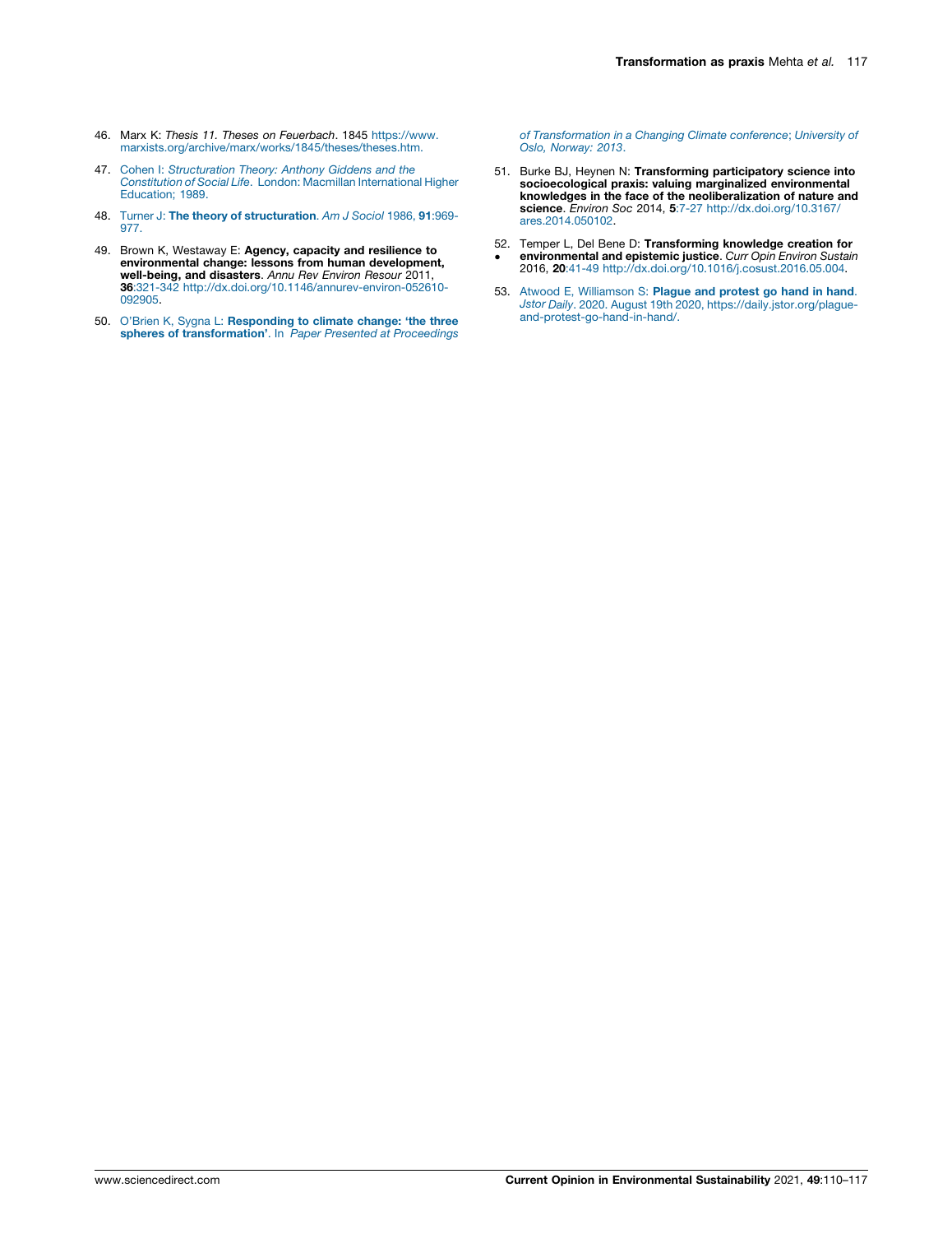46. Marx K: *Thesis 11. Theses on Feuerbach*. 1845 https://www.marxists.org/archive/marx/works/1845/theses/theses.htm.

47. Cohen I: *Structuration Theory: Anthony Giddens and the Constitution of Social Life*. London: Macmillan International Higher Education; 1989.

48. Turner J: **The theory of structuration**. *Am J Sociol* 1986, **91**:969-977.

49. Brown K, Westaway E: **Agency, capacity and resilience to environmental change: lessons from human development, well-being, and disasters**. *Annu Rev Environ Resour* 2011, **36**:321-342 http://dx.doi.org/10.1146/annurev-environ-052610-092905.

50. O'Brien K, Sygna L: **Responding to climate change: 'the three spheres of transformation'**. In *Paper Presented at Proceedings of Transformation in a Changing Climate conference*; *University of Oslo, Norway: 2013*.

51. Burke BJ, Heynen N: **Transforming participatory science into socioecological praxis: valuing marginalized environmental knowledges in the face of the neoliberalization of nature and science**. *Environ Soc* 2014, **5**:7-27 http://dx.doi.org/10.3167/ares.2014.050102.

52. • Temper L, Del Bene D: **Transforming knowledge creation for environmental and epistemic justice**. *Curr Opin Environ Sustain* 2016, **20**:41-49 http://dx.doi.org/10.1016/j.cosust.2016.05.004.

53. Atwood E, Williamson S: **Plague and protest go hand in hand**. *Jstor Daily*. 2020. August 19th 2020, https://daily.jstor.org/plague-and-protest-go-hand-in-hand/.